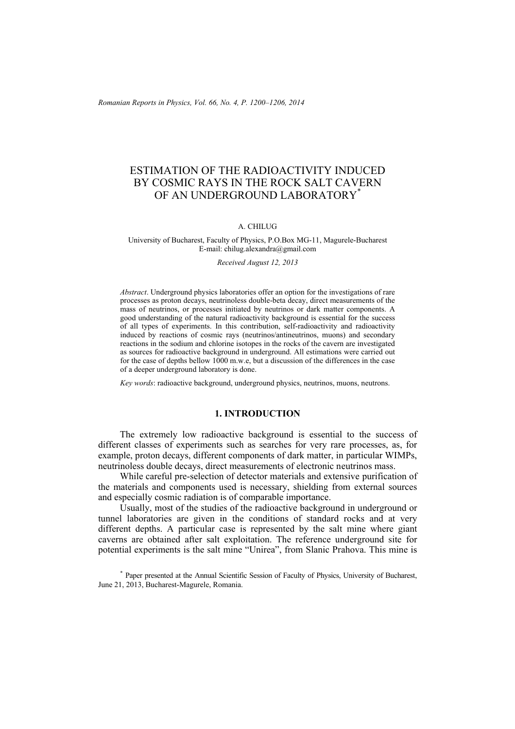# ESTIMATION OF THE RADIOACTIVITY INDUCED BY COSMIC RAYS IN THE ROCK SALT CAVERN OF AN UNDERGROUND LABORATORY*

A. CHILUG

University of Bucharest, Faculty of Physics, P.O.Box MG-11, Magurele-Bucharest
E-mail: chilug.alexandra@gmail.com

*Received August 12, 2013*

*Abstract*. Underground physics laboratories offer an option for the investigations of rare processes as proton decays, neutrinoless double-beta decay, direct measurements of the mass of neutrinos, or processes initiated by neutrinos or dark matter components. A good understanding of the natural radioactivity background is essential for the success of all types of experiments. In this contribution, self-radioactivity and radioactivity induced by reactions of cosmic rays (neutrinos/antineutrinos, muons) and secondary reactions in the sodium and chlorine isotopes in the rocks of the cavern are investigated as sources for radioactive background in underground. All estimations were carried out for the case of depths bellow 1000 m.w.e, but a discussion of the differences in the case of a deeper underground laboratory is done.

*Key words*: radioactive background, underground physics, neutrinos, muons, neutrons.

## 1. INTRODUCTION

The extremely low radioactive background is essential to the success of different classes of experiments such as searches for very rare processes, as, for example, proton decays, different components of dark matter, in particular WIMPs, neutrinoless double decays, direct measurements of electronic neutrinos mass.

While careful pre-selection of detector materials and extensive purification of the materials and components used is necessary, shielding from external sources and especially cosmic radiation is of comparable importance.

Usually, most of the studies of the radioactive background in underground or tunnel laboratories are given in the conditions of standard rocks and at very different depths. A particular case is represented by the salt mine where giant caverns are obtained after salt exploitation. The reference underground site for potential experiments is the salt mine "Unirea", from Slanic Prahova. This mine is

* Paper presented at the Annual Scientific Session of Faculty of Physics, University of Bucharest, June 21, 2013, Bucharest-Magurele, Romania.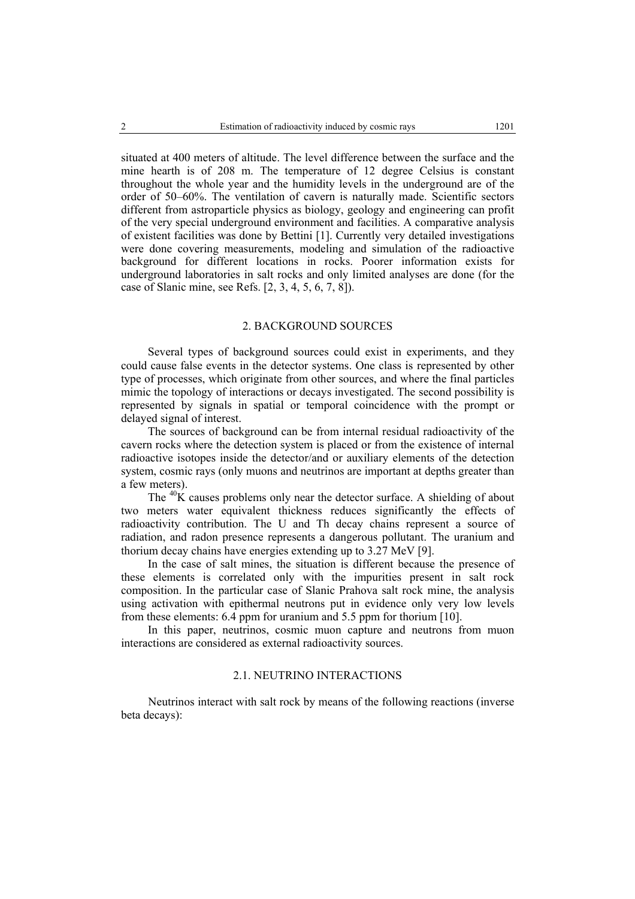situated at 400 meters of altitude. The level difference between the surface and the mine hearth is of 208 m. The temperature of 12 degree Celsius is constant throughout the whole year and the humidity levels in the underground are of the order of 50–60%. The ventilation of cavern is naturally made. Scientific sectors different from astroparticle physics as biology, geology and engineering can profit of the very special underground environment and facilities. A comparative analysis of existent facilities was done by Bettini [1]. Currently very detailed investigations were done covering measurements, modeling and simulation of the radioactive background for different locations in rocks. Poorer information exists for underground laboratories in salt rocks and only limited analyses are done (for the case of Slanic mine, see Refs. [2, 3, 4, 5, 6, 7, 8]).

## 2. BACKGROUND SOURCES

Several types of background sources could exist in experiments, and they could cause false events in the detector systems. One class is represented by other type of processes, which originate from other sources, and where the final particles mimic the topology of interactions or decays investigated. The second possibility is represented by signals in spatial or temporal coincidence with the prompt or delayed signal of interest.

The sources of background can be from internal residual radioactivity of the cavern rocks where the detection system is placed or from the existence of internal radioactive isotopes inside the detector/and or auxiliary elements of the detection system, cosmic rays (only muons and neutrinos are important at depths greater than a few meters).

The $^{40}K$ causes problems only near the detector surface. A shielding of about two meters water equivalent thickness reduces significantly the effects of radioactivity contribution. The U and Th decay chains represent a source of radiation, and radon presence represents a dangerous pollutant. The uranium and thorium decay chains have energies extending up to 3.27 MeV [9].

In the case of salt mines, the situation is different because the presence of these elements is correlated only with the impurities present in salt rock composition. In the particular case of Slanic Prahova salt rock mine, the analysis using activation with epithermal neutrons put in evidence only very low levels from these elements: 6.4 ppm for uranium and 5.5 ppm for thorium [10].

In this paper, neutrinos, cosmic muon capture and neutrons from muon interactions are considered as external radioactivity sources.

### 2.1. NEUTRINO INTERACTIONS

Neutrinos interact with salt rock by means of the following reactions (inverse beta decays):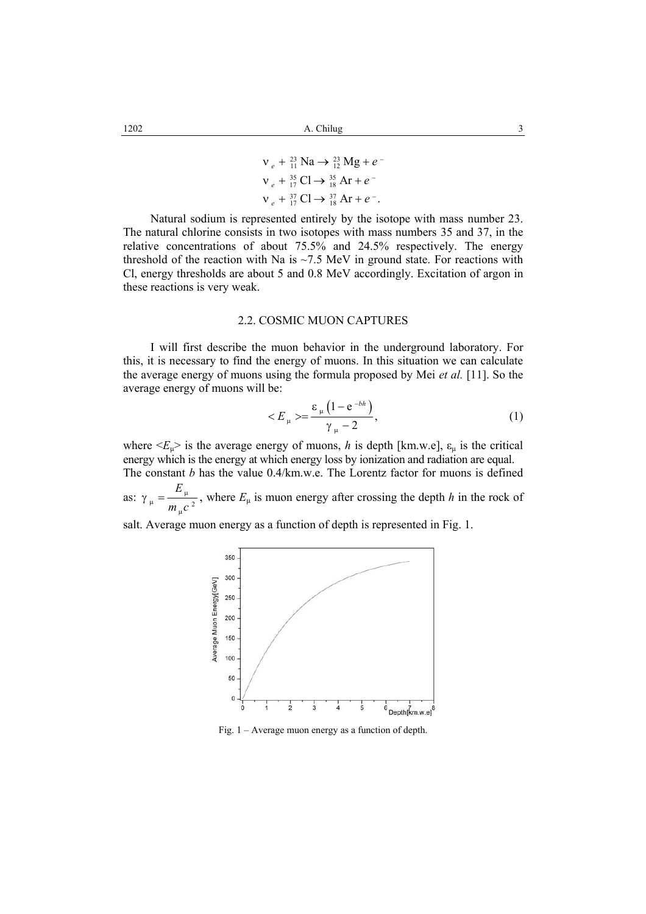$$\nu_e + {}^{23}_{11}\mathrm{Na} \rightarrow {}^{23}_{12}\mathrm{Mg} + e^-$$

$$\nu_e + {}^{35}_{17}\mathrm{Cl} \rightarrow {}^{35}_{18}\mathrm{Ar} + e^-$$

$$\nu_e + {}^{37}_{17}\mathrm{Cl} \rightarrow {}^{37}_{18}\mathrm{Ar} + e^-.$$

Natural sodium is represented entirely by the isotope with mass number 23. The natural chlorine consists in two isotopes with mass numbers 35 and 37, in the relative concentrations of about 75.5% and 24.5% respectively. The energy threshold of the reaction with Na is ~7.5 MeV in ground state. For reactions with Cl, energy thresholds are about 5 and 0.8 MeV accordingly. Excitation of argon in these reactions is very weak.

## 2.2. COSMIC MUON CAPTURES

I will first describe the muon behavior in the underground laboratory. For this, it is necessary to find the energy of muons. In this situation we can calculate the average energy of muons using the formula proposed by Mei *et al.* [11]. So the average energy of muons will be:

$$< E_{\mu} > = \frac{\varepsilon_{\mu}\left(1 - \mathrm{e}^{-bh}\right)}{\gamma_{\mu} - 2}, \tag{1}$$

where $<E_{\mu}>$ is the average energy of muons, $h$ is depth [km.w.e], $\varepsilon_{\mu}$ is the critical energy which is the energy at which energy loss by ionization and radiation are equal. The constant $b$ has the value 0.4/km.w.e. The Lorentz factor for muons is defined as: $\gamma_{\mu} = \frac{E_{\mu}}{m_{\mu}c^2}$, where $E_{\mu}$ is muon energy after crossing the depth $h$ in the rock of salt. Average muon energy as a function of depth is represented in Fig. 1.

Fig. 1 – Average muon energy as a function of depth.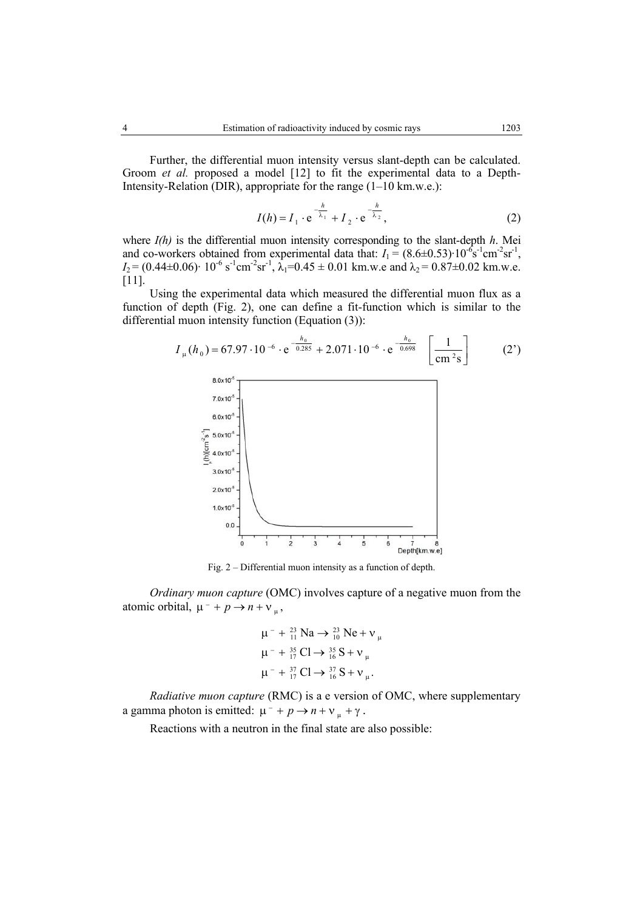Further, the differential muon intensity versus slant-depth can be calculated. Groom *et al.* proposed a model [12] to fit the experimental data to a Depth-Intensity-Relation (DIR), appropriate for the range (1–10 km.w.e.):

$$I(h) = I_1 \cdot \mathrm{e}^{-\frac{h}{\lambda_1}} + I_2 \cdot \mathrm{e}^{-\frac{h}{\lambda_2}}, \tag{2}$$

where *I(h)* is the differential muon intensity corresponding to the slant-depth *h*. Mei and co-workers obtained from experimental data that: $I_1 = (8.6\pm0.53)\cdot10^{-6}\,\mathrm{s}^{-1}\mathrm{cm}^{-2}\mathrm{sr}^{-1}$, $I_2 = (0.44\pm0.06)\cdot 10^{-6}\,\mathrm{s}^{-1}\mathrm{cm}^{-2}\mathrm{sr}^{-1}$, $\lambda_1=0.45 \pm 0.01$ km.w.e and $\lambda_2 = 0.87\pm0.02$ km.w.e. [11].

Using the experimental data which measured the differential muon flux as a function of depth (Fig. 2), one can define a fit-function which is similar to the differential muon intensity function (Equation (3)):

$$I_\mu(h_0) = 67.97 \cdot 10^{-6} \cdot \mathrm{e}^{-\frac{h_0}{0.285}} + 2.071 \cdot 10^{-6} \cdot \mathrm{e}^{-\frac{h_0}{0.698}} \quad \left[\frac{1}{\mathrm{cm}^2 \mathrm{s}}\right] \tag{2'}$$

$I_\mu(h)[\mathrm{cm}^{-2}\mathrm{s}^{-1}]$

Depth[km.w.e]

Fig. 2 – Differential muon intensity as a function of depth.

*Ordinary muon capture* (OMC) involves capture of a negative muon from the atomic orbital, $\mu^- + p \rightarrow n + \nu_\mu$,

$$\mu^- + {}^{23}_{11}\mathrm{Na} \rightarrow {}^{23}_{10}\mathrm{Ne} + \nu_\mu$$
$$\mu^- + {}^{35}_{17}\mathrm{Cl} \rightarrow {}^{35}_{16}\mathrm{S} + \nu_\mu$$
$$\mu^- + {}^{37}_{17}\mathrm{Cl} \rightarrow {}^{37}_{16}\mathrm{S} + \nu_\mu .$$

*Radiative muon capture* (RMC) is a e version of OMC, where supplementary a gamma photon is emitted: $\mu^- + p \rightarrow n + \nu_\mu + \gamma$ .

Reactions with a neutron in the final state are also possible: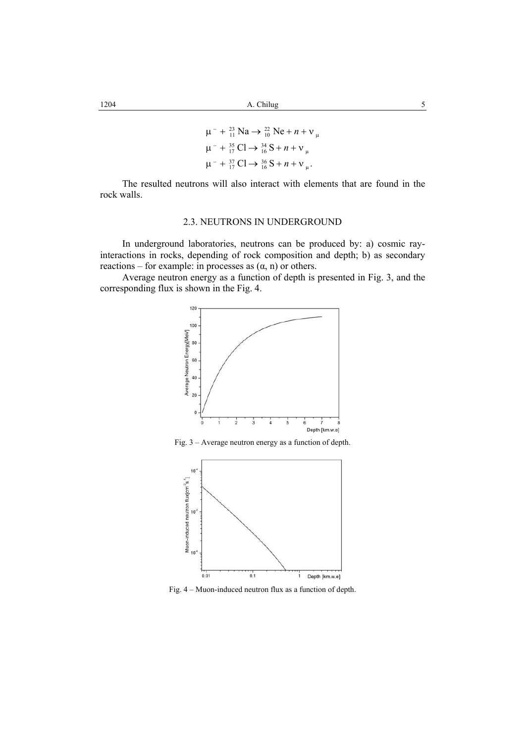$$\mu^- + {}^{23}_{11}\text{Na} \rightarrow {}^{22}_{10}\text{Ne} + n + \nu_\mu$$
$$\mu^- + {}^{35}_{17}\text{Cl} \rightarrow {}^{34}_{16}\text{S} + n + \nu_\mu$$
$$\mu^- + {}^{37}_{17}\text{Cl} \rightarrow {}^{36}_{16}\text{S} + n + \nu_\mu .$$

The resulted neutrons will also interact with elements that are found in the rock walls.

## 2.3. NEUTRONS IN UNDERGROUND

In underground laboratories, neutrons can be produced by: a) cosmic ray-interactions in rocks, depending of rock composition and depth; b) as secondary reactions – for example: in processes as (α, n) or others.

Average neutron energy as a function of depth is presented in Fig. 3, and the corresponding flux is shown in the Fig. 4.

Average Neutron Energy [MeV]
120
100
80
60
40
20
0
0 1 2 3 4 5 6 7 8
Depth [km.w.e]

Fig. 3 – Average neutron energy as a function of depth.

Muon-induced neutron flux [cm⁻²s⁻¹]
$10^{-4}$
$10^{-5}$
$10^{-6}$
0.01 0.1 1 Depth [km.w.e]

Fig. 4 – Muon-induced neutron flux as a function of depth.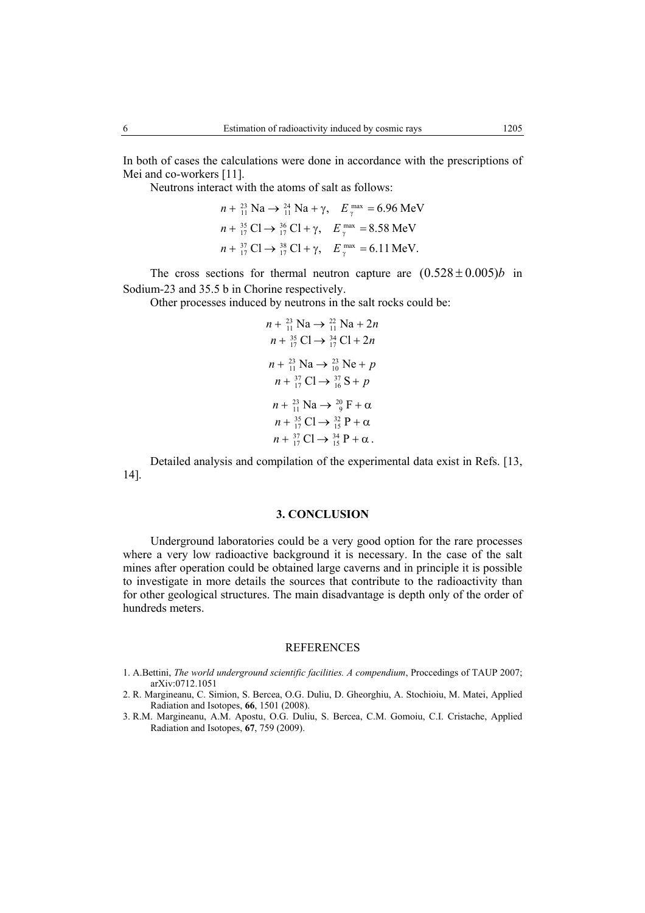In both of cases the calculations were done in accordance with the prescriptions of Mei and co-workers [11].

Neutrons interact with the atoms of salt as follows:

$$n + {}^{23}_{11}\text{Na} \rightarrow {}^{24}_{11}\text{Na} + \gamma, \quad E_{\gamma}^{\max} = 6.96\ \text{MeV}$$

$$n + {}^{35}_{17}\text{Cl} \rightarrow {}^{36}_{17}\text{Cl} + \gamma, \quad E_{\gamma}^{\max} = 8.58\ \text{MeV}$$

$$n + {}^{37}_{17}\text{Cl} \rightarrow {}^{38}_{17}\text{Cl} + \gamma, \quad E_{\gamma}^{\max} = 6.11\ \text{MeV}.$$

The cross sections for thermal neutron capture are $(0.528 \pm 0.005)b$ in Sodium-23 and 35.5 b in Chorine respectively.

Other processes induced by neutrons in the salt rocks could be:

$$n + {}^{23}_{11}\text{Na} \rightarrow {}^{22}_{11}\text{Na} + 2n$$

$$n + {}^{35}_{17}\text{Cl} \rightarrow {}^{34}_{17}\text{Cl} + 2n$$

$$n + {}^{23}_{11}\text{Na} \rightarrow {}^{23}_{10}\text{Ne} + p$$

$$n + {}^{37}_{17}\text{Cl} \rightarrow {}^{37}_{16}\text{S} + p$$

$$n + {}^{23}_{11}\text{Na} \rightarrow {}^{20}_{9}\text{F} + \alpha$$

$$n + {}^{35}_{17}\text{Cl} \rightarrow {}^{32}_{15}\text{P} + \alpha$$

$$n + {}^{37}_{17}\text{Cl} \rightarrow {}^{34}_{15}\text{P} + \alpha\,.$$

Detailed analysis and compilation of the experimental data exist in Refs. [13, 14].

## 3. CONCLUSION

Underground laboratories could be a very good option for the rare processes where a very low radioactive background it is necessary. In the case of the salt mines after operation could be obtained large caverns and in principle it is possible to investigate in more details the sources that contribute to the radioactivity than for other geological structures. The main disadvantage is depth only of the order of hundreds meters.

## REFERENCES

1. A.Bettini, *The world underground scientific facilities. A compendium*, Proccedings of TAUP 2007; arXiv:0712.1051
2. R. Margineanu, C. Simion, S. Bercea, O.G. Duliu, D. Gheorghiu, A. Stochioiu, M. Matei, Applied Radiation and Isotopes, **66**, 1501 (2008).
3. R.M. Margineanu, A.M. Apostu, O.G. Duliu, S. Bercea, C.M. Gomoiu, C.I. Cristache, Applied Radiation and Isotopes, **67**, 759 (2009).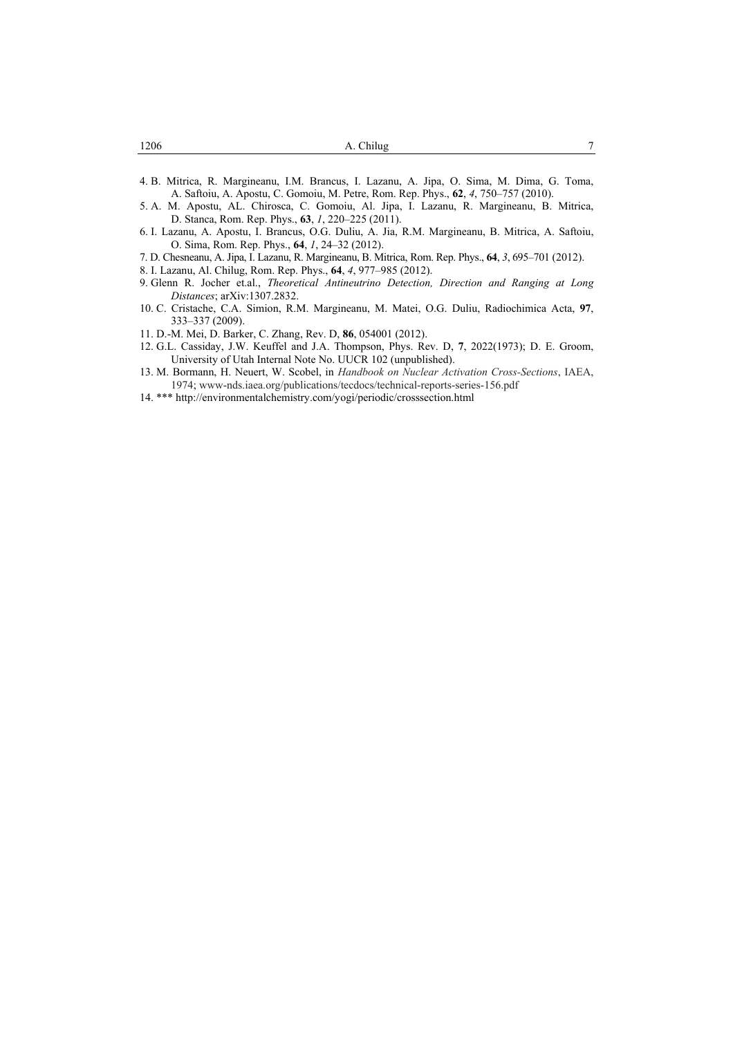4. B. Mitrica, R. Margineanu, I.M. Brancus, I. Lazanu, A. Jipa, O. Sima, M. Dima, G. Toma, A. Saftoiu, A. Apostu, C. Gomoiu, M. Petre, Rom. Rep. Phys., **62**, *4*, 750–757 (2010).
5. A. M. Apostu, AL. Chirosca, C. Gomoiu, Al. Jipa, I. Lazanu, R. Margineanu, B. Mitrica, D. Stanca, Rom. Rep. Phys., **63**, *1*, 220–225 (2011).
6. I. Lazanu, A. Apostu, I. Brancus, O.G. Duliu, A. Jia, R.M. Margineanu, B. Mitrica, A. Saftoiu, O. Sima, Rom. Rep. Phys., **64**, *1*, 24–32 (2012).
7. D. Chesneanu, A. Jipa, I. Lazanu, R. Margineanu, B. Mitrica, Rom. Rep. Phys., **64**, *3*, 695–701 (2012).
8. I. Lazanu, Al. Chilug, Rom. Rep. Phys., **64**, *4*, 977–985 (2012).
9. Glenn R. Jocher et.al., *Theoretical Antineutrino Detection, Direction and Ranging at Long Distances*; arXiv:1307.2832.
10. C. Cristache, C.A. Simion, R.M. Margineanu, M. Matei, O.G. Duliu, Radiochimica Acta, **97**, 333–337 (2009).
11. D.-M. Mei, D. Barker, C. Zhang, Rev. D, **86**, 054001 (2012).
12. G.L. Cassiday, J.W. Keuffel and J.A. Thompson, Phys. Rev. D, **7**, 2022(1973); D. E. Groom, University of Utah Internal Note No. UUCR 102 (unpublished).
13. M. Bormann, H. Neuert, W. Scobel, in *Handbook on Nuclear Activation Cross-Sections*, IAEA, 1974; www-nds.iaea.org/publications/tecdocs/technical-reports-series-156.pdf
14. *** http://environmentalchemistry.com/yogi/periodic/crosssection.html